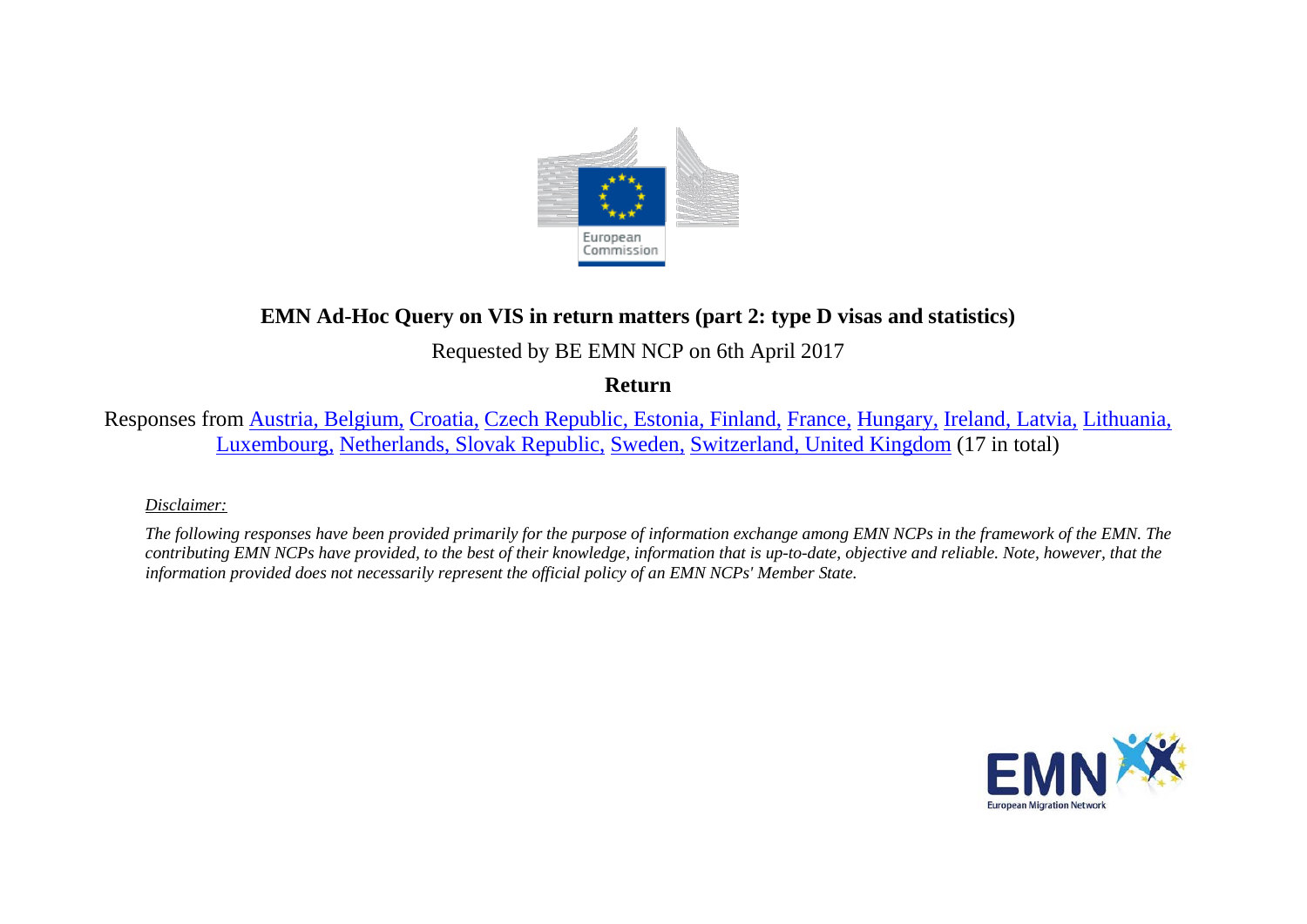**EMN Ad-Hoc Query on VIS in return matters (part 2: type D visas and statistics)**

Requested by BE EMN NCP on 6th April 2017

**Return**

Responses from Austria, Belgium, Croatia, Czech Republic, Estonia, Finland, France, Hungary, Ireland, Latvia, Lithuania, Luxembourg, Netherlands, Slovak Republic, Sweden, Switzerland, United Kingdom (17 in total)

*Disclaimer:*

*The following responses have been provided primarily for the purpose of information exchange among EMN NCPs in the framework of the EMN. The contributing EMN NCPs have provided, to the best of their knowledge, information that is up-to-date, objective and reliable. Note, however, that the information provided does not necessarily represent the official policy of an EMN NCPs' Member State.*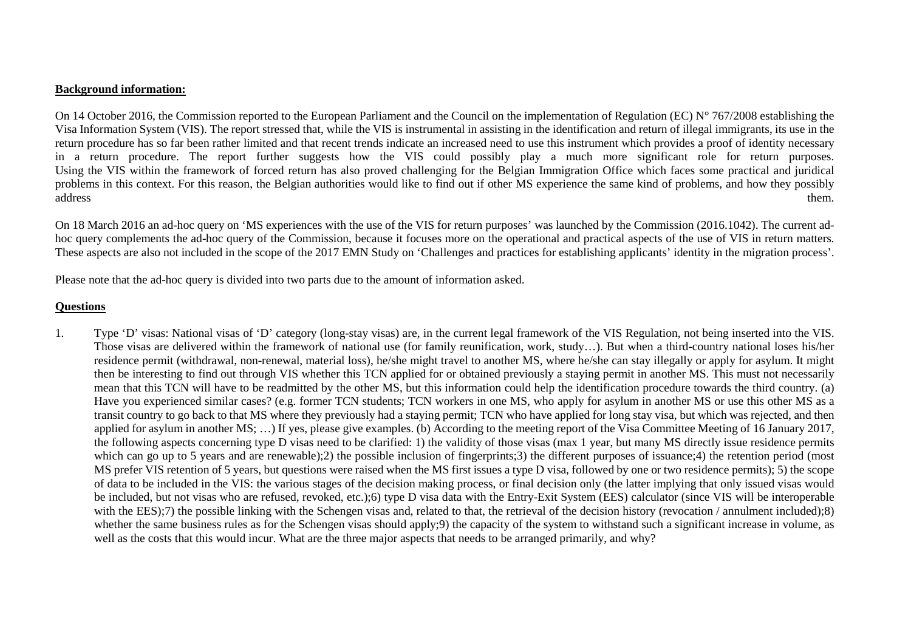**Background information:**

On 14 October 2016, the Commission reported to the European Parliament and the Council on the implementation of Regulation (EC) N° 767/2008 establishing the Visa Information System (VIS). The report stressed that, while the VIS is instrumental in assisting in the identification and return of illegal immigrants, its use in the return procedure has so far been rather limited and that recent trends indicate an increased need to use this instrument which provides a proof of identity necessary in a return procedure. The report further suggests how the VIS could possibly play a much more significant role for return purposes. Using the VIS within the framework of forced return has also proved challenging for the Belgian Immigration Office which faces some practical and juridical problems in this context. For this reason, the Belgian authorities would like to find out if other MS experience the same kind of problems, and how they possibly address them.

On 18 March 2016 an ad-hoc query on 'MS experiences with the use of the VIS for return purposes' was launched by the Commission (2016.1042). The current ad-hoc query complements the ad-hoc query of the Commission, because it focuses more on the operational and practical aspects of the use of VIS in return matters. These aspects are also not included in the scope of the 2017 EMN Study on 'Challenges and practices for establishing applicants' identity in the migration process'.

Please note that the ad-hoc query is divided into two parts due to the amount of information asked.

**Questions**

1. Type 'D' visas: National visas of 'D' category (long-stay visas) are, in the current legal framework of the VIS Regulation, not being inserted into the VIS. Those visas are delivered within the framework of national use (for family reunification, work, study…). But when a third-country national loses his/her residence permit (withdrawal, non-renewal, material loss), he/she might travel to another MS, where he/she can stay illegally or apply for asylum. It might then be interesting to find out through VIS whether this TCN applied for or obtained previously a staying permit in another MS. This must not necessarily mean that this TCN will have to be readmitted by the other MS, but this information could help the identification procedure towards the third country. (a) Have you experienced similar cases? (e.g. former TCN students; TCN workers in one MS, who apply for asylum in another MS or use this other MS as a transit country to go back to that MS where they previously had a staying permit; TCN who have applied for long stay visa, but which was rejected, and then applied for asylum in another MS; …) If yes, please give examples. (b) According to the meeting report of the Visa Committee Meeting of 16 January 2017, the following aspects concerning type D visas need to be clarified: 1) the validity of those visas (max 1 year, but many MS directly issue residence permits which can go up to 5 years and are renewable);2) the possible inclusion of fingerprints;3) the different purposes of issuance;4) the retention period (most MS prefer VIS retention of 5 years, but questions were raised when the MS first issues a type D visa, followed by one or two residence permits); 5) the scope of data to be included in the VIS: the various stages of the decision making process, or final decision only (the latter implying that only issued visas would be included, but not visas who are refused, revoked, etc.);6) type D visa data with the Entry-Exit System (EES) calculator (since VIS will be interoperable with the EES);7) the possible linking with the Schengen visas and, related to that, the retrieval of the decision history (revocation / annulment included);8) whether the same business rules as for the Schengen visas should apply;9) the capacity of the system to withstand such a significant increase in volume, as well as the costs that this would incur. What are the three major aspects that needs to be arranged primarily, and why?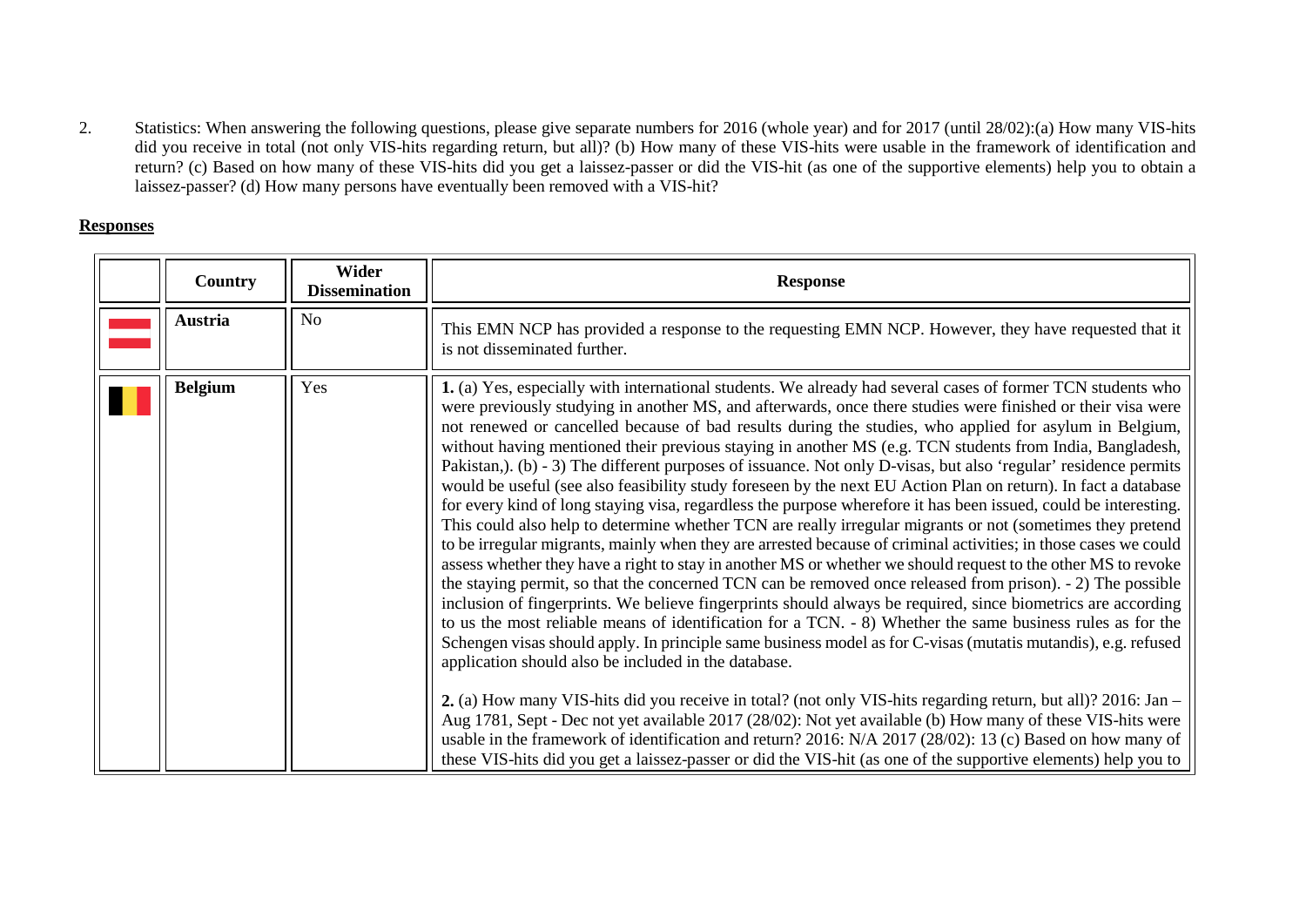2. Statistics: When answering the following questions, please give separate numbers for 2016 (whole year) and for 2017 (until 28/02):(a) How many VIS-hits did you receive in total (not only VIS-hits regarding return, but all)? (b) How many of these VIS-hits were usable in the framework of identification and return? (c) Based on how many of these VIS-hits did you get a laissez-passer or did the VIS-hit (as one of the supportive elements) help you to obtain a laissez-passer? (d) How many persons have eventually been removed with a VIS-hit?

**Responses**

| | Country | Wider Dissemination | Response |
|---|---|---|---|
| | **Austria** | No | This EMN NCP has provided a response to the requesting EMN NCP. However, they have requested that it is not disseminated further. |
| | **Belgium** | Yes | **1.** (a) Yes, especially with international students. We already had several cases of former TCN students who were previously studying in another MS, and afterwards, once there studies were finished or their visa were not renewed or cancelled because of bad results during the studies, who applied for asylum in Belgium, without having mentioned their previous staying in another MS (e.g. TCN students from India, Bangladesh, Pakistan,). (b) - 3) The different purposes of issuance. Not only D-visas, but also 'regular' residence permits would be useful (see also feasibility study foreseen by the next EU Action Plan on return). In fact a database for every kind of long staying visa, regardless the purpose wherefore it has been issued, could be interesting. This could also help to determine whether TCN are really irregular migrants or not (sometimes they pretend to be irregular migrants, mainly when they are arrested because of criminal activities; in those cases we could assess whether they have a right to stay in another MS or whether we should request to the other MS to revoke the staying permit, so that the concerned TCN can be removed once released from prison). - 2) The possible inclusion of fingerprints. We believe fingerprints should always be required, since biometrics are according to us the most reliable means of identification for a TCN. - 8) Whether the same business rules as for the Schengen visas should apply. In principle same business model as for C-visas (mutatis mutandis), e.g. refused application should also be included in the database.<br><br>**2.** (a) How many VIS-hits did you receive in total? (not only VIS-hits regarding return, but all)? 2016: Jan – Aug 1781, Sept - Dec not yet available 2017 (28/02): Not yet available (b) How many of these VIS-hits were usable in the framework of identification and return? 2016: N/A 2017 (28/02): 13 (c) Based on how many of these VIS-hits did you get a laissez-passer or did the VIS-hit (as one of the supportive elements) help you to |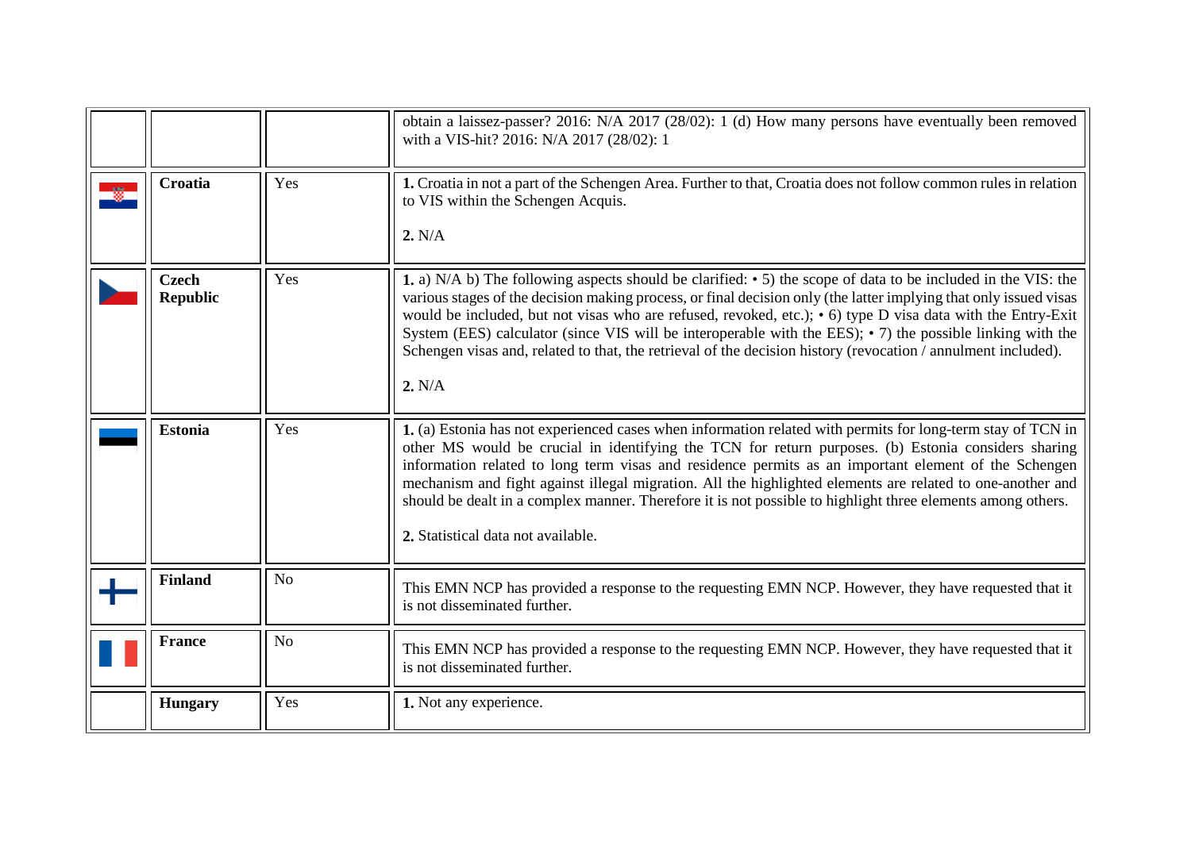| | | | |
|---|---|---|---|
| | | | obtain a laissez-passer? 2016: N/A 2017 (28/02): 1 (d) How many persons have eventually been removed with a VIS-hit? 2016: N/A 2017 (28/02): 1 |
| | **Croatia** | Yes | **1.** Croatia in not a part of the Schengen Area. Further to that, Croatia does not follow common rules in relation to VIS within the Schengen Acquis.<br><br>**2.** N/A |
| | **Czech Republic** | Yes | **1.** a) N/A b) The following aspects should be clarified: • 5) the scope of data to be included in the VIS: the various stages of the decision making process, or final decision only (the latter implying that only issued visas would be included, but not visas who are refused, revoked, etc.); • 6) type D visa data with the Entry-Exit System (EES) calculator (since VIS will be interoperable with the EES); • 7) the possible linking with the Schengen visas and, related to that, the retrieval of the decision history (revocation / annulment included).<br><br>**2.** N/A |
| | **Estonia** | Yes | **1.** (a) Estonia has not experienced cases when information related with permits for long-term stay of TCN in other MS would be crucial in identifying the TCN for return purposes. (b) Estonia considers sharing information related to long term visas and residence permits as an important element of the Schengen mechanism and fight against illegal migration. All the highlighted elements are related to one-another and should be dealt in a complex manner. Therefore it is not possible to highlight three elements among others.<br><br>**2.** Statistical data not available. |
| | **Finland** | No | This EMN NCP has provided a response to the requesting EMN NCP. However, they have requested that it is not disseminated further. |
| | **France** | No | This EMN NCP has provided a response to the requesting EMN NCP. However, they have requested that it is not disseminated further. |
| | **Hungary** | Yes | **1.** Not any experience. |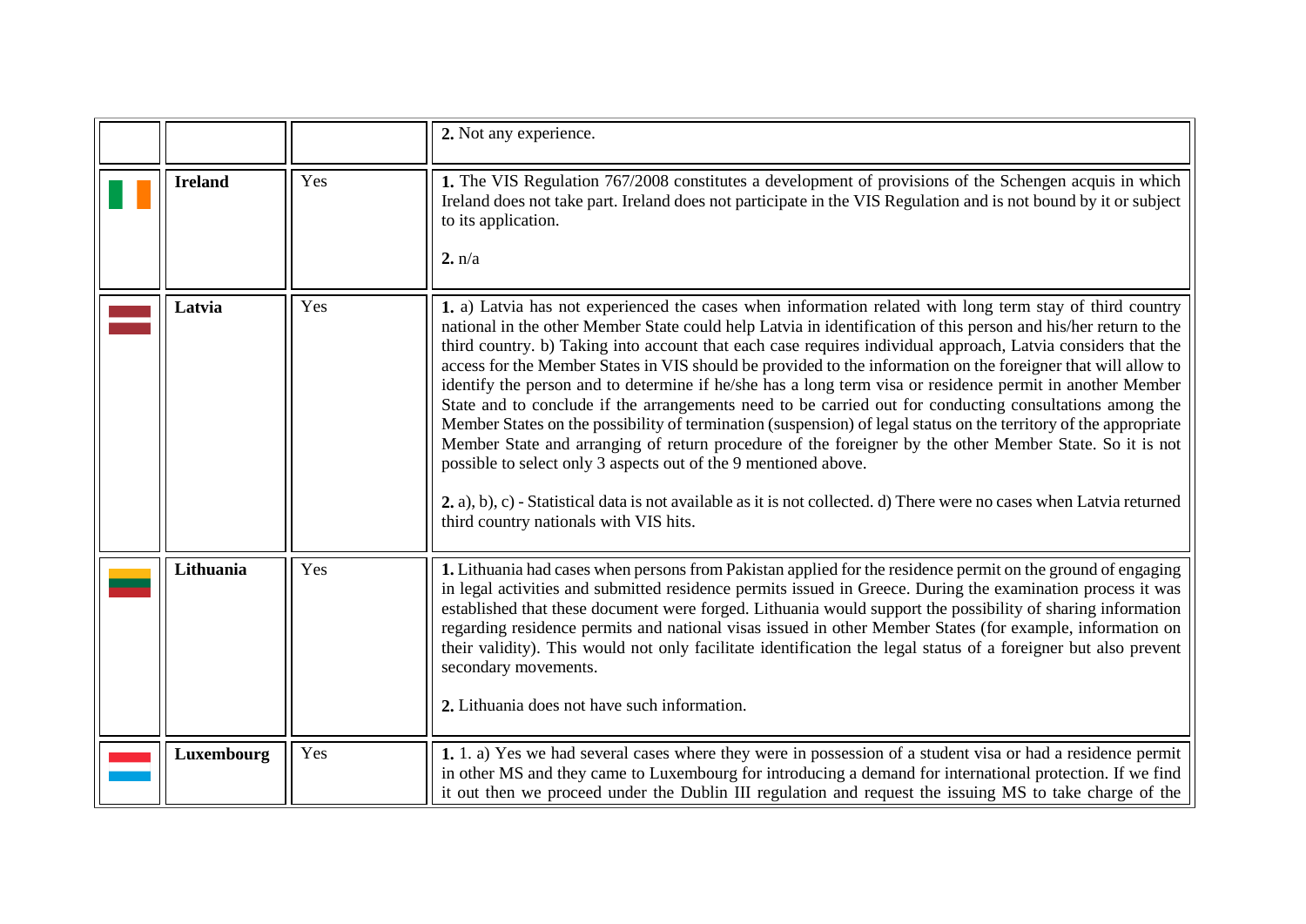| | | | |
|---|---|---|---|
| | | | **2.** Not any experience. |
| | **Ireland** | Yes | **1.** The VIS Regulation 767/2008 constitutes a development of provisions of the Schengen acquis in which Ireland does not take part. Ireland does not participate in the VIS Regulation and is not bound by it or subject to its application.<br><br>**2.** n/a |
| | **Latvia** | Yes | **1.** a) Latvia has not experienced the cases when information related with long term stay of third country national in the other Member State could help Latvia in identification of this person and his/her return to the third country. b) Taking into account that each case requires individual approach, Latvia considers that the access for the Member States in VIS should be provided to the information on the foreigner that will allow to identify the person and to determine if he/she has a long term visa or residence permit in another Member State and to conclude if the arrangements need to be carried out for conducting consultations among the Member States on the possibility of termination (suspension) of legal status on the territory of the appropriate Member State and arranging of return procedure of the foreigner by the other Member State. So it is not possible to select only 3 aspects out of the 9 mentioned above.<br><br>**2.** a), b), c) - Statistical data is not available as it is not collected. d) There were no cases when Latvia returned third country nationals with VIS hits. |
| | **Lithuania** | Yes | **1.** Lithuania had cases when persons from Pakistan applied for the residence permit on the ground of engaging in legal activities and submitted residence permits issued in Greece. During the examination process it was established that these document were forged. Lithuania would support the possibility of sharing information regarding residence permits and national visas issued in other Member States (for example, information on their validity). This would not only facilitate identification the legal status of a foreigner but also prevent secondary movements.<br><br>**2.** Lithuania does not have such information. |
| | **Luxembourg** | Yes | **1.** 1. a) Yes we had several cases where they were in possession of a student visa or had a residence permit in other MS and they came to Luxembourg for introducing a demand for international protection. If we find it out then we proceed under the Dublin III regulation and request the issuing MS to take charge of the |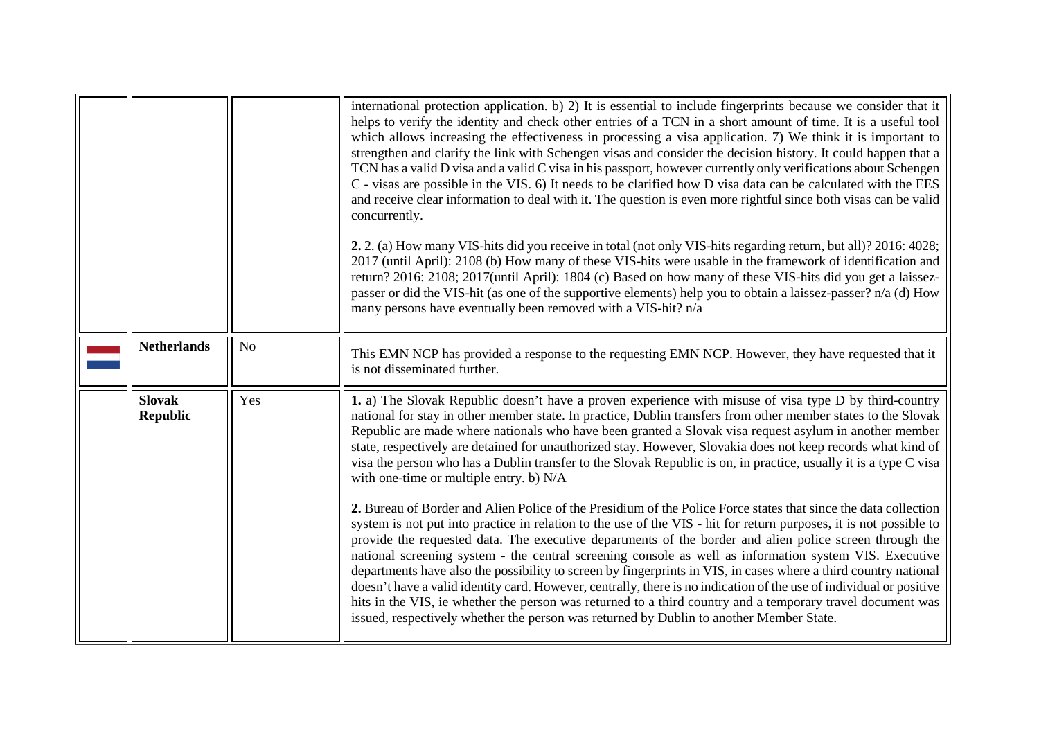| | | | |
|---|---|---|---|
| | | | international protection application. b) 2) It is essential to include fingerprints because we consider that it helps to verify the identity and check other entries of a TCN in a short amount of time. It is a useful tool which allows increasing the effectiveness in processing a visa application. 7) We think it is important to strengthen and clarify the link with Schengen visas and consider the decision history. It could happen that a TCN has a valid D visa and a valid C visa in his passport, however currently only verifications about Schengen C - visas are possible in the VIS. 6) It needs to be clarified how D visa data can be calculated with the EES and receive clear information to deal with it. The question is even more rightful since both visas can be valid concurrently.<br><br>**2.** 2. (a) How many VIS-hits did you receive in total (not only VIS-hits regarding return, but all)? 2016: 4028; 2017 (until April): 2108 (b) How many of these VIS-hits were usable in the framework of identification and return? 2016: 2108; 2017(until April): 1804 (c) Based on how many of these VIS-hits did you get a laissez-passer or did the VIS-hit (as one of the supportive elements) help you to obtain a laissez-passer? n/a (d) How many persons have eventually been removed with a VIS-hit? n/a |
| | **Netherlands** | No | This EMN NCP has provided a response to the requesting EMN NCP. However, they have requested that it is not disseminated further. |
| | **Slovak Republic** | Yes | **1.** a) The Slovak Republic doesn't have a proven experience with misuse of visa type D by third-country national for stay in other member state. In practice, Dublin transfers from other member states to the Slovak Republic are made where nationals who have been granted a Slovak visa request asylum in another member state, respectively are detained for unauthorized stay. However, Slovakia does not keep records what kind of visa the person who has a Dublin transfer to the Slovak Republic is on, in practice, usually it is a type C visa with one-time or multiple entry. b) N/A<br><br>**2.** Bureau of Border and Alien Police of the Presidium of the Police Force states that since the data collection system is not put into practice in relation to the use of the VIS - hit for return purposes, it is not possible to provide the requested data. The executive departments of the border and alien police screen through the national screening system - the central screening console as well as information system VIS. Executive departments have also the possibility to screen by fingerprints in VIS, in cases where a third country national doesn't have a valid identity card. However, centrally, there is no indication of the use of individual or positive hits in the VIS, ie whether the person was returned to a third country and a temporary travel document was issued, respectively whether the person was returned by Dublin to another Member State. |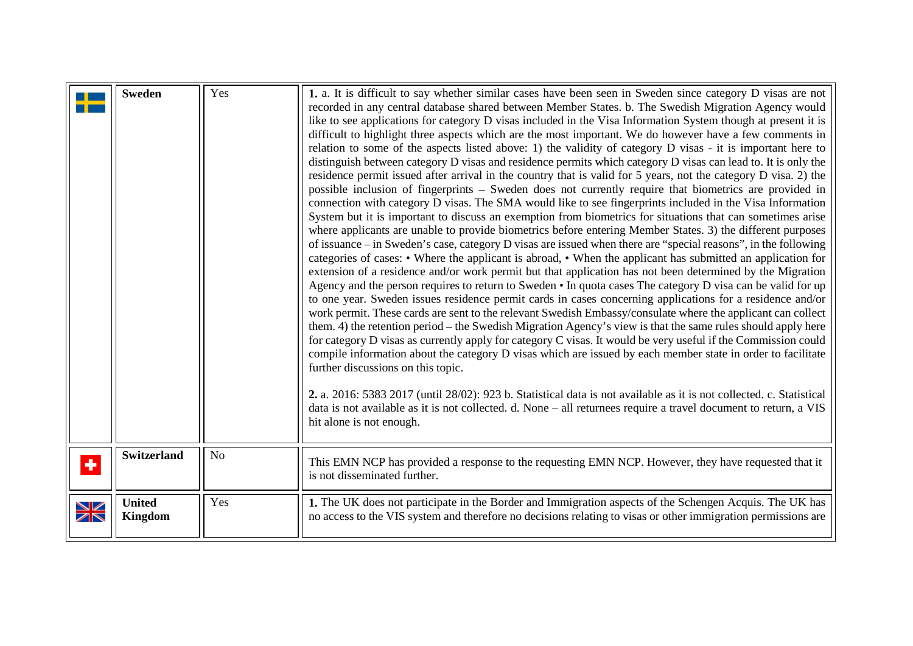| | | | |
|---|---|---|---|
| | **Sweden** | Yes | **1.** a. It is difficult to say whether similar cases have been seen in Sweden since category D visas are not recorded in any central database shared between Member States. b. The Swedish Migration Agency would like to see applications for category D visas included in the Visa Information System though at present it is difficult to highlight three aspects which are the most important. We do however have a few comments in relation to some of the aspects listed above: 1) the validity of category D visas - it is important here to distinguish between category D visas and residence permits which category D visas can lead to. It is only the residence permit issued after arrival in the country that is valid for 5 years, not the category D visa. 2) the possible inclusion of fingerprints – Sweden does not currently require that biometrics are provided in connection with category D visas. The SMA would like to see fingerprints included in the Visa Information System but it is important to discuss an exemption from biometrics for situations that can sometimes arise where applicants are unable to provide biometrics before entering Member States. 3) the different purposes of issuance – in Sweden's case, category D visas are issued when there are "special reasons", in the following categories of cases: • Where the applicant is abroad, • When the applicant has submitted an application for extension of a residence and/or work permit but that application has not been determined by the Migration Agency and the person requires to return to Sweden • In quota cases The category D visa can be valid for up to one year. Sweden issues residence permit cards in cases concerning applications for a residence and/or work permit. These cards are sent to the relevant Swedish Embassy/consulate where the applicant can collect them. 4) the retention period – the Swedish Migration Agency's view is that the same rules should apply here for category D visas as currently apply for category C visas. It would be very useful if the Commission could compile information about the category D visas which are issued by each member state in order to facilitate further discussions on this topic.<br><br>**2.** a. 2016: 5383 2017 (until 28/02): 923 b. Statistical data is not available as it is not collected. c. Statistical data is not available as it is not collected. d. None – all returnees require a travel document to return, a VIS hit alone is not enough. |
| | **Switzerland** | No | This EMN NCP has provided a response to the requesting EMN NCP. However, they have requested that it is not disseminated further. |
| | **United Kingdom** | Yes | **1.** The UK does not participate in the Border and Immigration aspects of the Schengen Acquis. The UK has no access to the VIS system and therefore no decisions relating to visas or other immigration permissions are |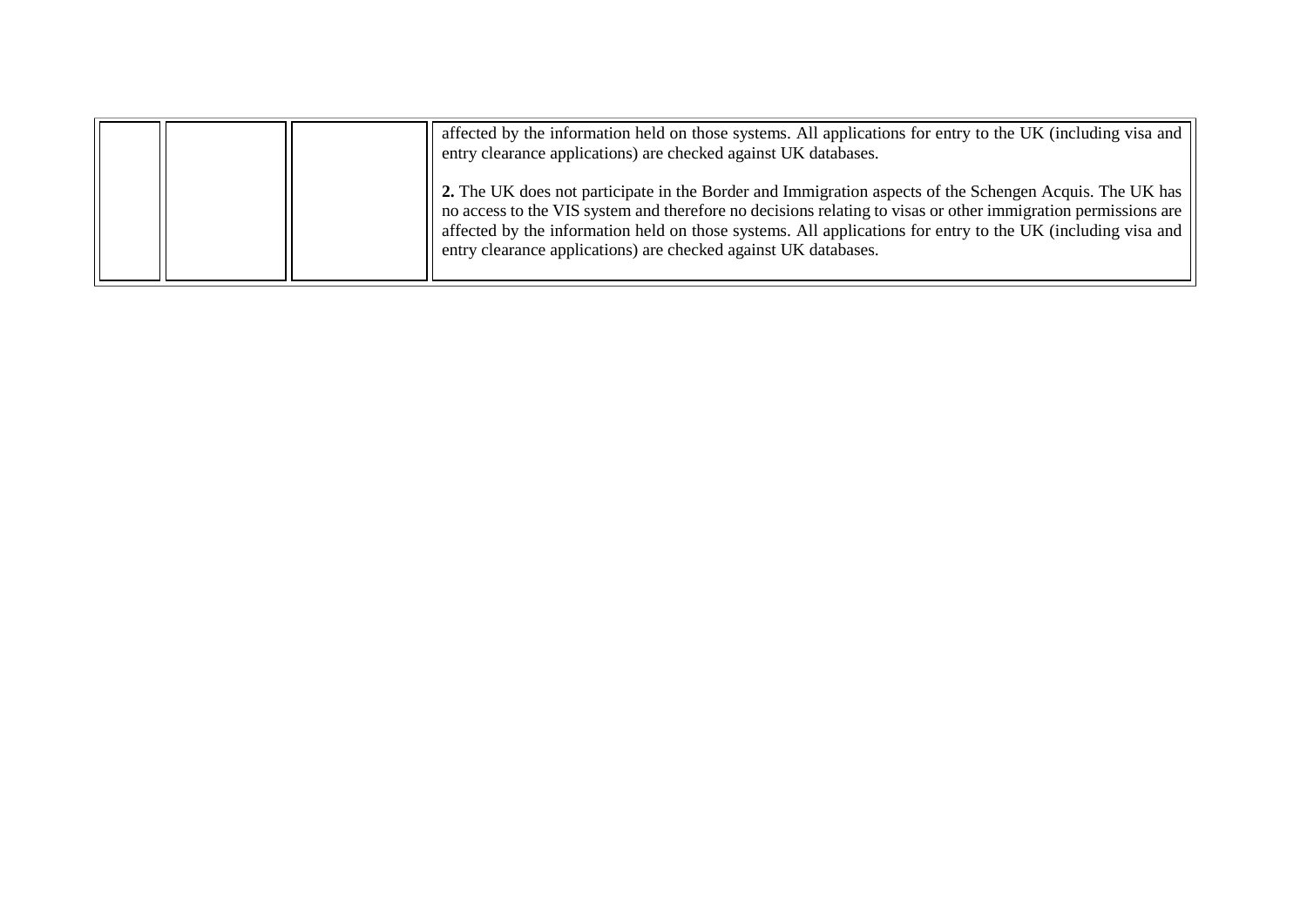| | | | |
|---|---|---|---|
| | | | affected by the information held on those systems. All applications for entry to the UK (including visa and entry clearance applications) are checked against UK databases.<br><br>**2.** The UK does not participate in the Border and Immigration aspects of the Schengen Acquis. The UK has no access to the VIS system and therefore no decisions relating to visas or other immigration permissions are affected by the information held on those systems. All applications for entry to the UK (including visa and entry clearance applications) are checked against UK databases. |